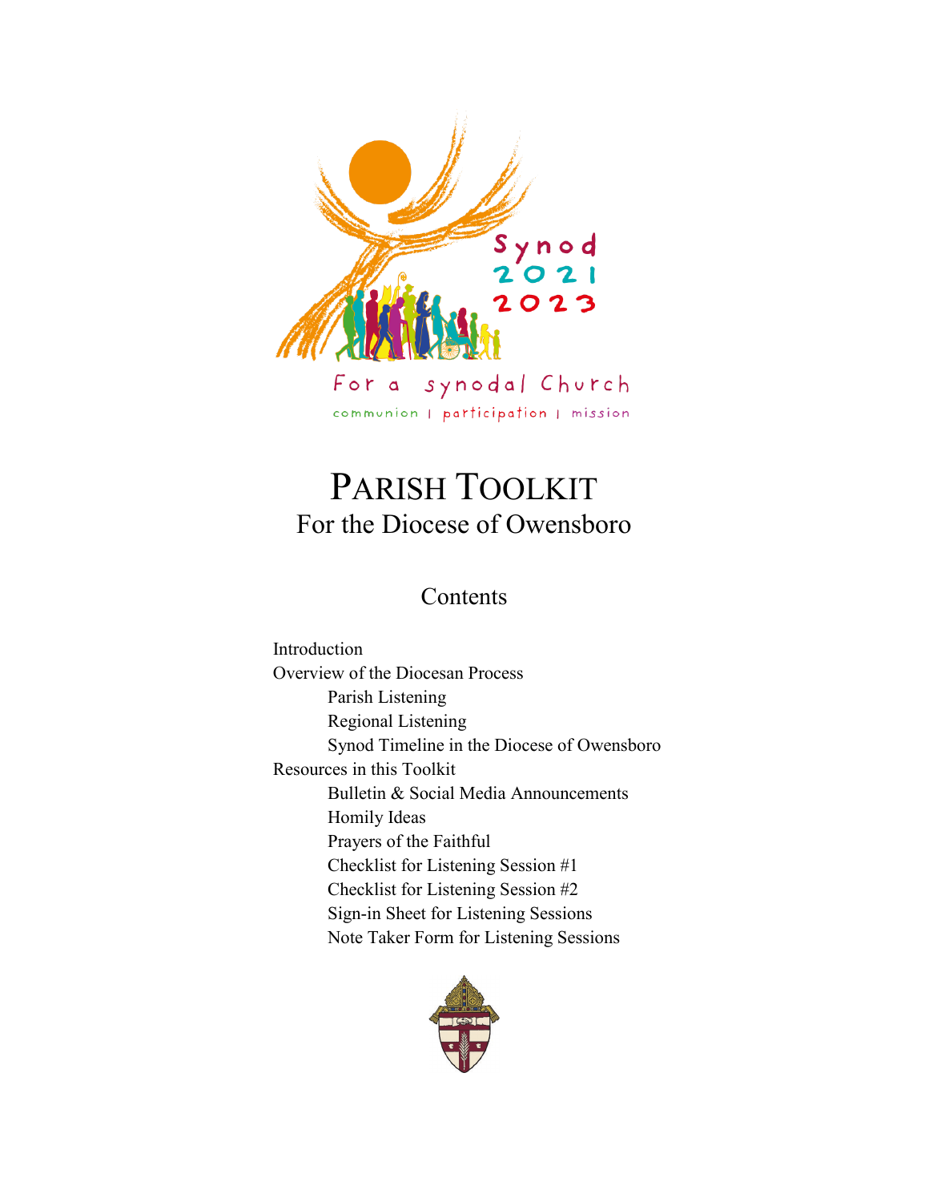Synod 2021 2023

For a synodal Church

communion | participation | mission

# PARISH TOOLKIT

## For the Diocese of Owensboro

### Contents

- Introduction
- Overview of the Diocesan Process
  - Parish Listening
  - Regional Listening
  - Synod Timeline in the Diocese of Owensboro
- Resources in this Toolkit
  - Bulletin & Social Media Announcements
  - Homily Ideas
  - Prayers of the Faithful
  - Checklist for Listening Session #1
  - Checklist for Listening Session #2
  - Sign-in Sheet for Listening Sessions
  - Note Taker Form for Listening Sessions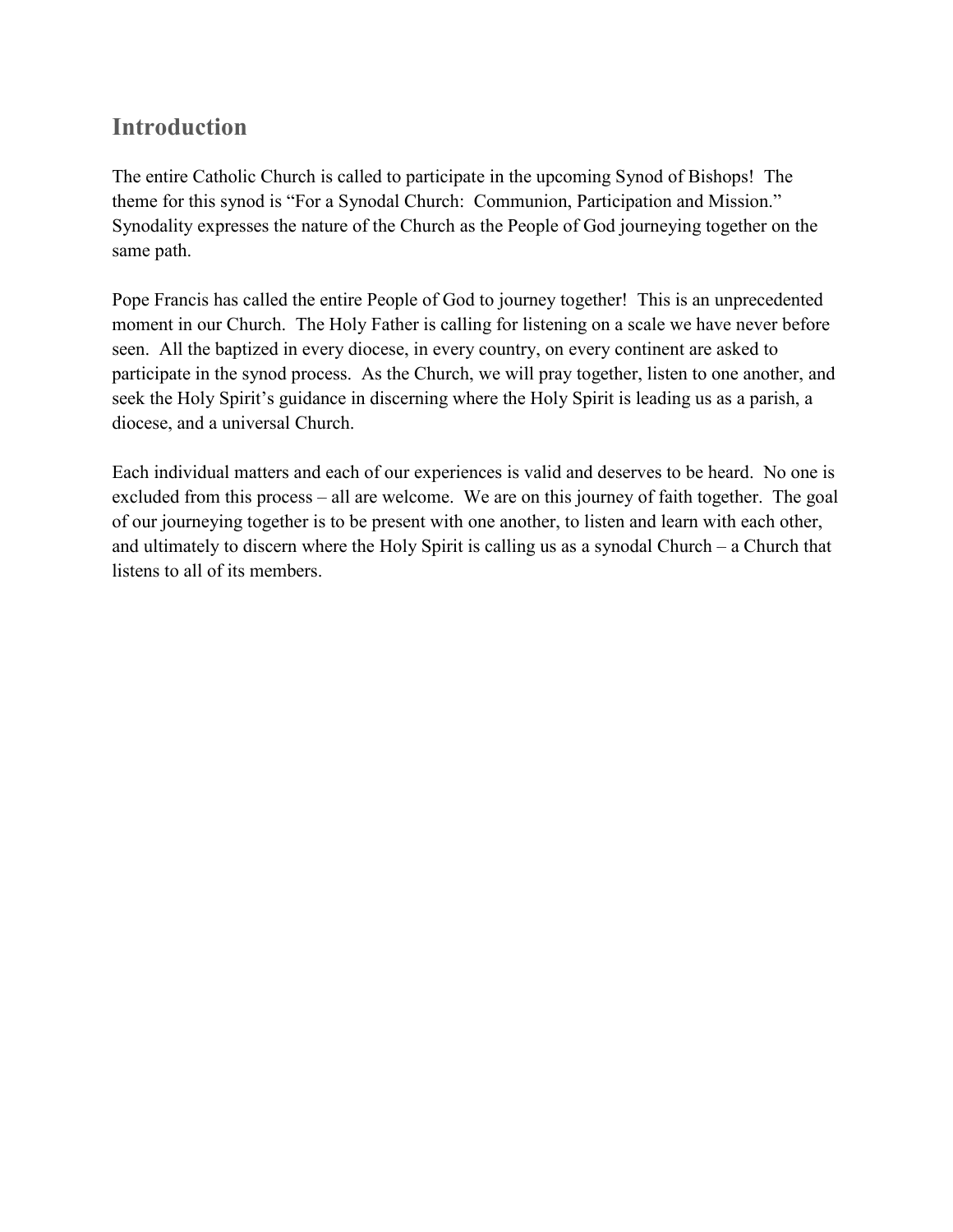## Introduction

The entire Catholic Church is called to participate in the upcoming Synod of Bishops! The theme for this synod is "For a Synodal Church: Communion, Participation and Mission." Synodality expresses the nature of the Church as the People of God journeying together on the same path.

Pope Francis has called the entire People of God to journey together! This is an unprecedented moment in our Church. The Holy Father is calling for listening on a scale we have never before seen. All the baptized in every diocese, in every country, on every continent are asked to participate in the synod process. As the Church, we will pray together, listen to one another, and seek the Holy Spirit's guidance in discerning where the Holy Spirit is leading us as a parish, a diocese, and a universal Church.

Each individual matters and each of our experiences is valid and deserves to be heard. No one is excluded from this process – all are welcome. We are on this journey of faith together. The goal of our journeying together is to be present with one another, to listen and learn with each other, and ultimately to discern where the Holy Spirit is calling us as a synodal Church – a Church that listens to all of its members.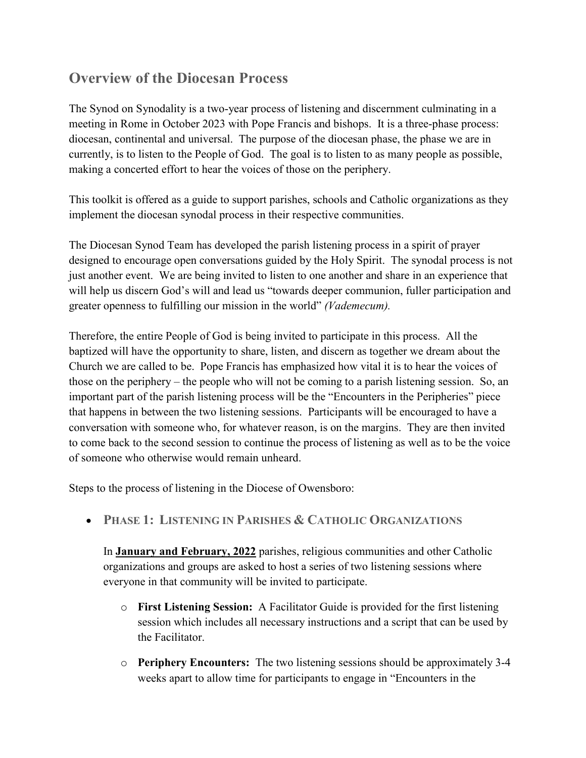## Overview of the Diocesan Process

The Synod on Synodality is a two-year process of listening and discernment culminating in a meeting in Rome in October 2023 with Pope Francis and bishops. It is a three-phase process: diocesan, continental and universal. The purpose of the diocesan phase, the phase we are in currently, is to listen to the People of God. The goal is to listen to as many people as possible, making a concerted effort to hear the voices of those on the periphery.

This toolkit is offered as a guide to support parishes, schools and Catholic organizations as they implement the diocesan synodal process in their respective communities.

The Diocesan Synod Team has developed the parish listening process in a spirit of prayer designed to encourage open conversations guided by the Holy Spirit. The synodal process is not just another event. We are being invited to listen to one another and share in an experience that will help us discern God's will and lead us "towards deeper communion, fuller participation and greater openness to fulfilling our mission in the world" *(Vademecum).*

Therefore, the entire People of God is being invited to participate in this process. All the baptized will have the opportunity to share, listen, and discern as together we dream about the Church we are called to be. Pope Francis has emphasized how vital it is to hear the voices of those on the periphery – the people who will not be coming to a parish listening session. So, an important part of the parish listening process will be the "Encounters in the Peripheries" piece that happens in between the two listening sessions. Participants will be encouraged to have a conversation with someone who, for whatever reason, is on the margins. They are then invited to come back to the second session to continue the process of listening as well as to be the voice of someone who otherwise would remain unheard.

Steps to the process of listening in the Diocese of Owensboro:

- **PHASE 1: LISTENING IN PARISHES & CATHOLIC ORGANIZATIONS**

  In **January and February, 2022** parishes, religious communities and other Catholic organizations and groups are asked to host a series of two listening sessions where everyone in that community will be invited to participate.

  - **First Listening Session:** A Facilitator Guide is provided for the first listening session which includes all necessary instructions and a script that can be used by the Facilitator.
  - **Periphery Encounters:** The two listening sessions should be approximately 3-4 weeks apart to allow time for participants to engage in "Encounters in the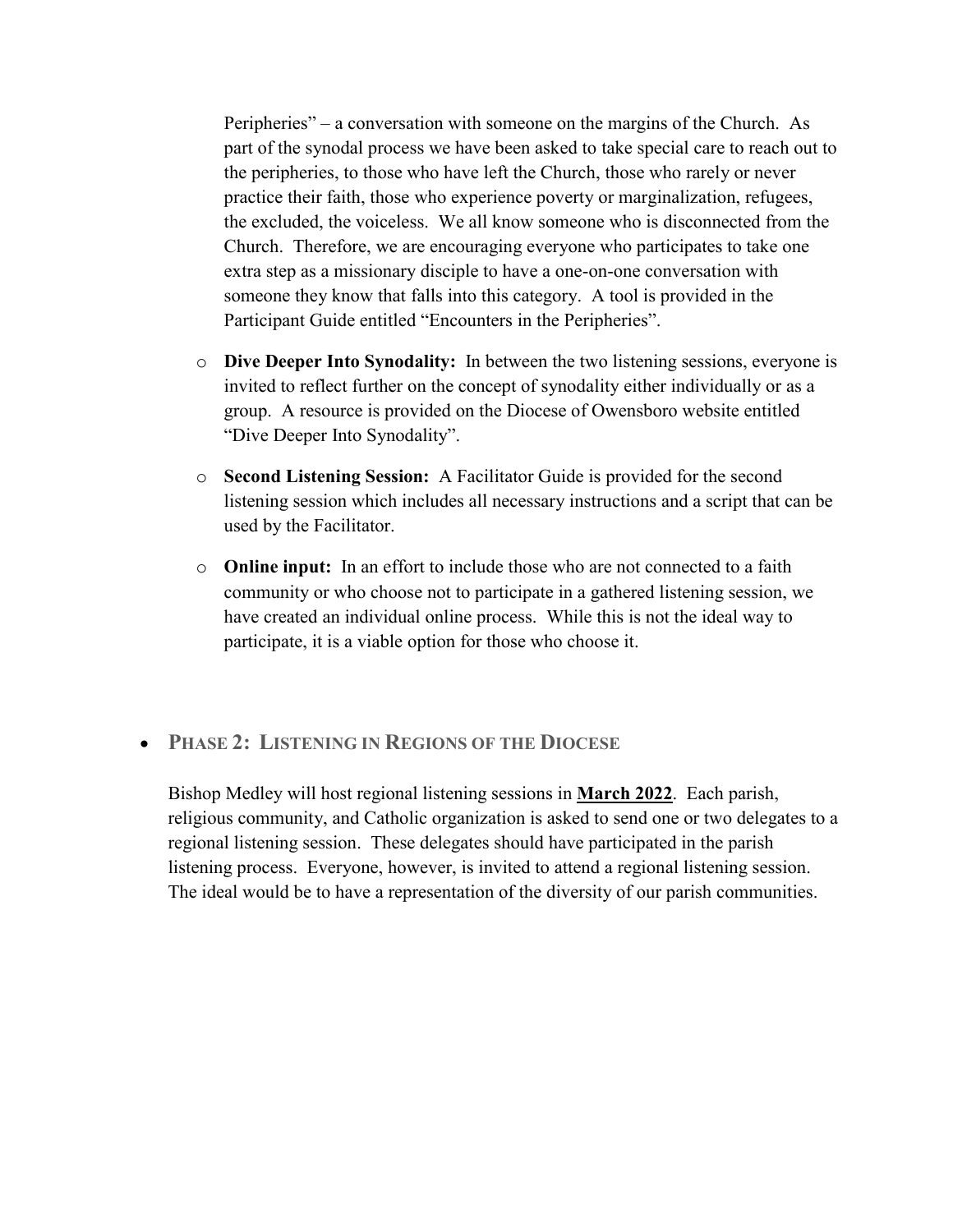Peripheries" – a conversation with someone on the margins of the Church. As part of the synodal process we have been asked to take special care to reach out to the peripheries, to those who have left the Church, those who rarely or never practice their faith, those who experience poverty or marginalization, refugees, the excluded, the voiceless. We all know someone who is disconnected from the Church. Therefore, we are encouraging everyone who participates to take one extra step as a missionary disciple to have a one-on-one conversation with someone they know that falls into this category. A tool is provided in the Participant Guide entitled "Encounters in the Peripheries".

- **Dive Deeper Into Synodality:** In between the two listening sessions, everyone is invited to reflect further on the concept of synodality either individually or as a group. A resource is provided on the Diocese of Owensboro website entitled "Dive Deeper Into Synodality".
- **Second Listening Session:** A Facilitator Guide is provided for the second listening session which includes all necessary instructions and a script that can be used by the Facilitator.
- **Online input:** In an effort to include those who are not connected to a faith community or who choose not to participate in a gathered listening session, we have created an individual online process. While this is not the ideal way to participate, it is a viable option for those who choose it.

- **PHASE 2: LISTENING IN REGIONS OF THE DIOCESE**

  Bishop Medley will host regional listening sessions in **March 2022**. Each parish, religious community, and Catholic organization is asked to send one or two delegates to a regional listening session. These delegates should have participated in the parish listening process. Everyone, however, is invited to attend a regional listening session. The ideal would be to have a representation of the diversity of our parish communities.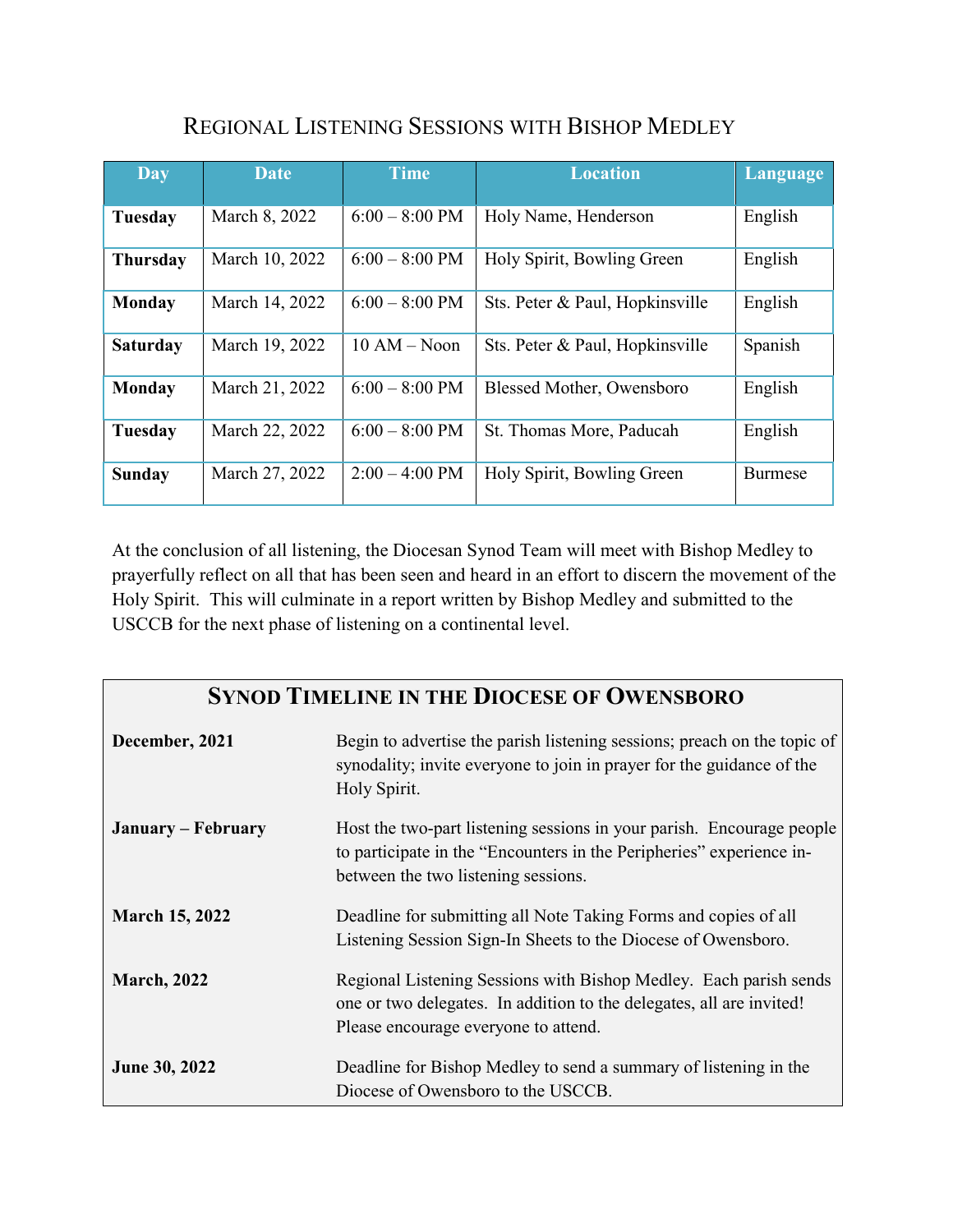## Regional Listening Sessions with Bishop Medley

| Day | Date | Time | Location | Language |
|---|---|---|---|---|
| **Tuesday** | March 8, 2022 | 6:00 – 8:00 PM | Holy Name, Henderson | English |
| **Thursday** | March 10, 2022 | 6:00 – 8:00 PM | Holy Spirit, Bowling Green | English |
| **Monday** | March 14, 2022 | 6:00 – 8:00 PM | Sts. Peter & Paul, Hopkinsville | English |
| **Saturday** | March 19, 2022 | 10 AM – Noon | Sts. Peter & Paul, Hopkinsville | Spanish |
| **Monday** | March 21, 2022 | 6:00 – 8:00 PM | Blessed Mother, Owensboro | English |
| **Tuesday** | March 22, 2022 | 6:00 – 8:00 PM | St. Thomas More, Paducah | English |
| **Sunday** | March 27, 2022 | 2:00 – 4:00 PM | Holy Spirit, Bowling Green | Burmese |

At the conclusion of all listening, the Diocesan Synod Team will meet with Bishop Medley to prayerfully reflect on all that has been seen and heard in an effort to discern the movement of the Holy Spirit. This will culminate in a report written by Bishop Medley and submitted to the USCCB for the next phase of listening on a continental level.

### Synod Timeline in the Diocese of Owensboro

**December, 2021** — Begin to advertise the parish listening sessions; preach on the topic of synodality; invite everyone to join in prayer for the guidance of the Holy Spirit.

**January – February** — Host the two-part listening sessions in your parish. Encourage people to participate in the "Encounters in the Peripheries" experience in-between the two listening sessions.

**March 15, 2022** — Deadline for submitting all Note Taking Forms and copies of all Listening Session Sign-In Sheets to the Diocese of Owensboro.

**March, 2022** — Regional Listening Sessions with Bishop Medley. Each parish sends one or two delegates. In addition to the delegates, all are invited! Please encourage everyone to attend.

**June 30, 2022** — Deadline for Bishop Medley to send a summary of listening in the Diocese of Owensboro to the USCCB.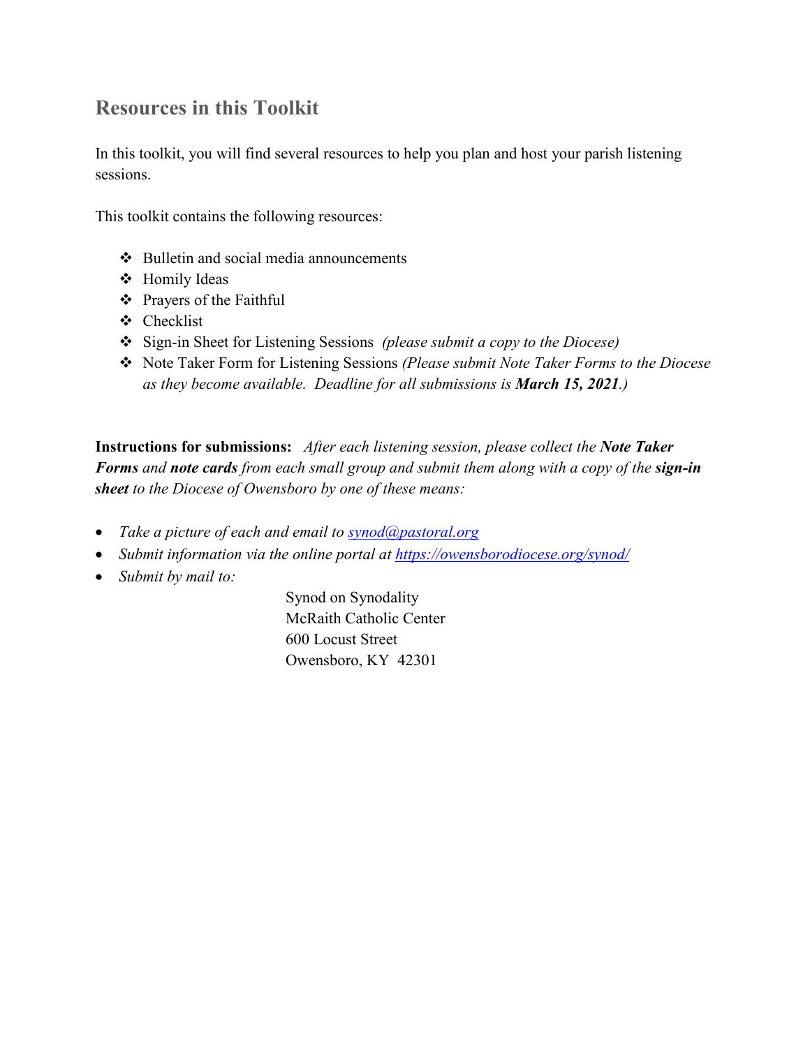## Resources in this Toolkit

In this toolkit, you will find several resources to help you plan and host your parish listening sessions.

This toolkit contains the following resources:

- Bulletin and social media announcements
- Homily Ideas
- Prayers of the Faithful
- Checklist
- Sign-in Sheet for Listening Sessions *(please submit a copy to the Diocese)*
- Note Taker Form for Listening Sessions *(Please submit Note Taker Forms to the Diocese as they become available. Deadline for all submissions is **March 15, 2021**.)*

**Instructions for submissions:** *After each listening session, please collect the **Note Taker Forms** and **note cards** from each small group and submit them along with a copy of the **sign-in sheet** to the Diocese of Owensboro by one of these means:*

- *Take a picture of each and email to [synod@pastoral.org](mailto:synod@pastoral.org)*
- *Submit information via the online portal at [https://owensborodiocese.org/synod/](https://owensborodiocese.org/synod/)*
- *Submit by mail to:*

  Synod on Synodality
  McRaith Catholic Center
  600 Locust Street
  Owensboro, KY 42301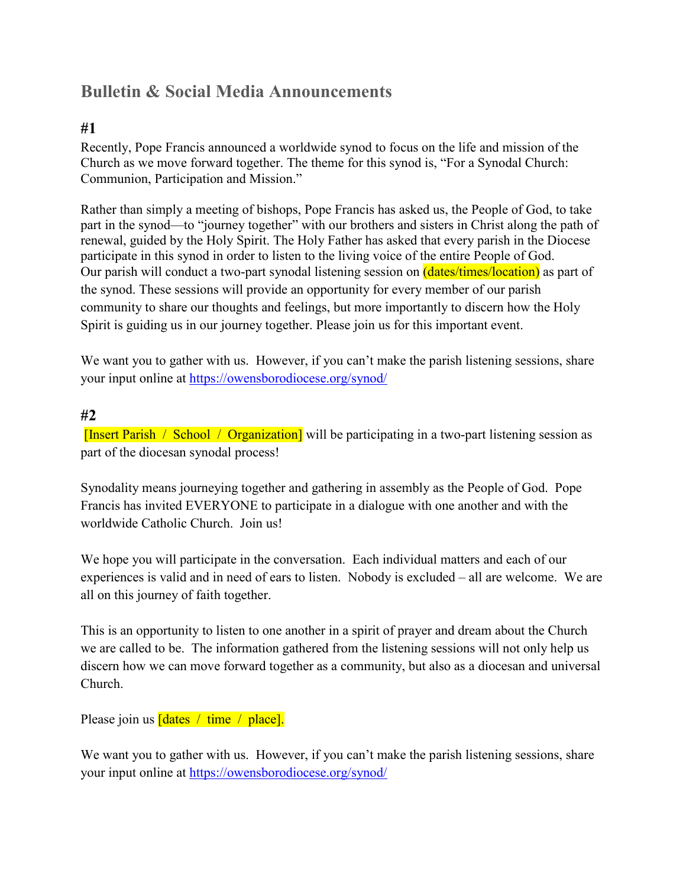## Bulletin & Social Media Announcements

### #1

Recently, Pope Francis announced a worldwide synod to focus on the life and mission of the Church as we move forward together. The theme for this synod is, "For a Synodal Church: Communion, Participation and Mission."

Rather than simply a meeting of bishops, Pope Francis has asked us, the People of God, to take part in the synod—to "journey together" with our brothers and sisters in Christ along the path of renewal, guided by the Holy Spirit. The Holy Father has asked that every parish in the Diocese participate in this synod in order to listen to the living voice of the entire People of God. Our parish will conduct a two-part synodal listening session on (dates/times/location) as part of the synod. These sessions will provide an opportunity for every member of our parish community to share our thoughts and feelings, but more importantly to discern how the Holy Spirit is guiding us in our journey together. Please join us for this important event.

We want you to gather with us. However, if you can't make the parish listening sessions, share your input online at https://owensborodiocese.org/synod/

### #2

[Insert Parish / School / Organization] will be participating in a two-part listening session as part of the diocesan synodal process!

Synodality means journeying together and gathering in assembly as the People of God. Pope Francis has invited EVERYONE to participate in a dialogue with one another and with the worldwide Catholic Church. Join us!

We hope you will participate in the conversation. Each individual matters and each of our experiences is valid and in need of ears to listen. Nobody is excluded – all are welcome. We are all on this journey of faith together.

This is an opportunity to listen to one another in a spirit of prayer and dream about the Church we are called to be. The information gathered from the listening sessions will not only help us discern how we can move forward together as a community, but also as a diocesan and universal Church.

Please join us [dates / time / place].

We want you to gather with us. However, if you can't make the parish listening sessions, share your input online at https://owensborodiocese.org/synod/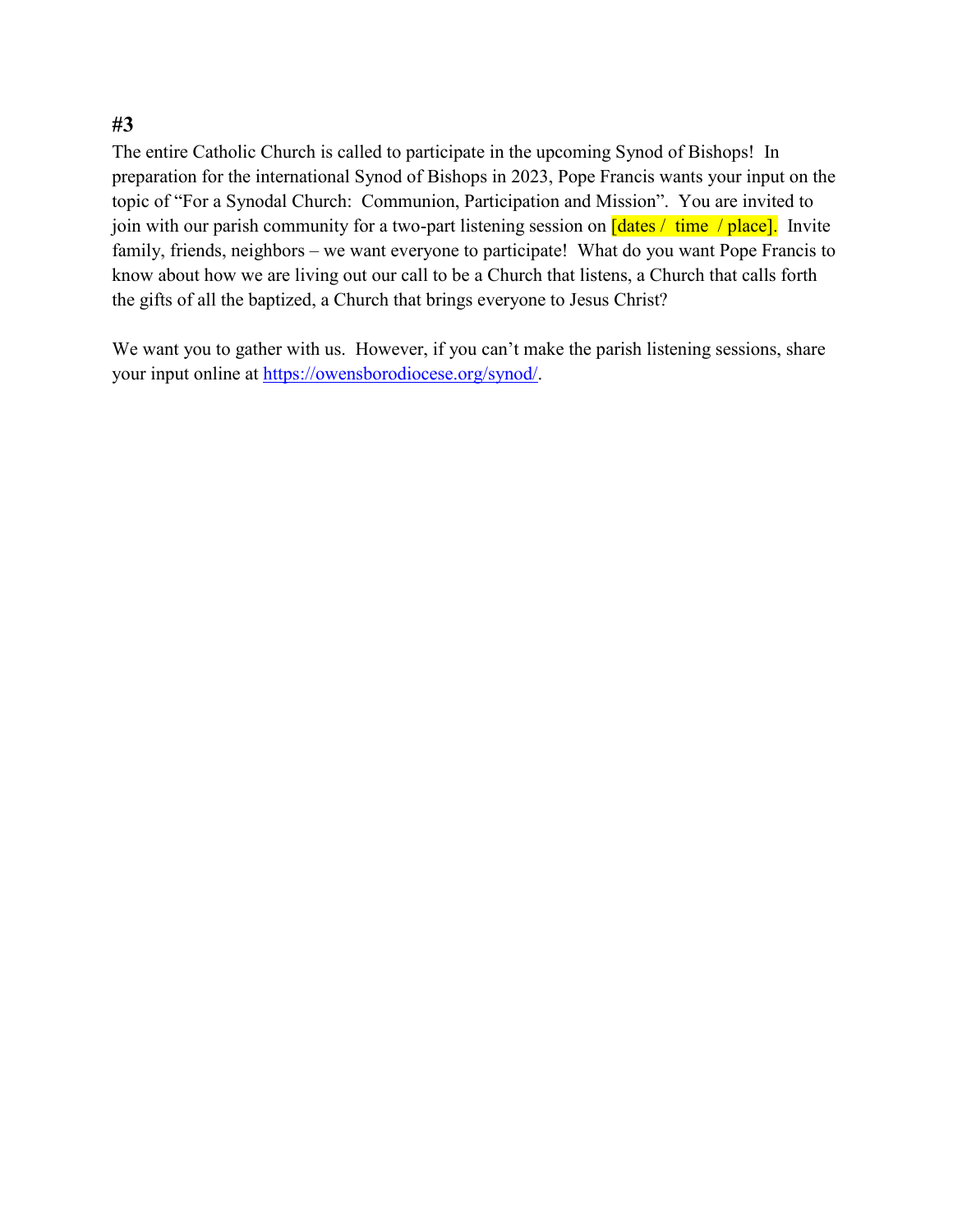**#3**

The entire Catholic Church is called to participate in the upcoming Synod of Bishops! In preparation for the international Synod of Bishops in 2023, Pope Francis wants your input on the topic of "For a Synodal Church: Communion, Participation and Mission". You are invited to join with our parish community for a two-part listening session on [dates / time / place]. Invite family, friends, neighbors – we want everyone to participate! What do you want Pope Francis to know about how we are living out our call to be a Church that listens, a Church that calls forth the gifts of all the baptized, a Church that brings everyone to Jesus Christ?

We want you to gather with us. However, if you can't make the parish listening sessions, share your input online at https://owensborodiocese.org/synod/.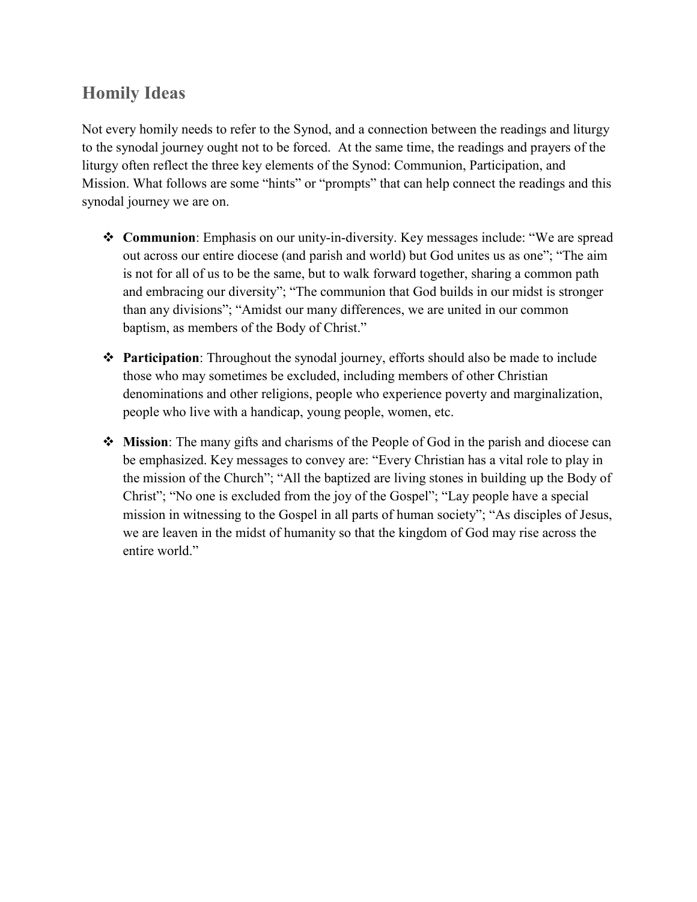## Homily Ideas

Not every homily needs to refer to the Synod, and a connection between the readings and liturgy to the synodal journey ought not to be forced. At the same time, the readings and prayers of the liturgy often reflect the three key elements of the Synod: Communion, Participation, and Mission. What follows are some "hints" or "prompts" that can help connect the readings and this synodal journey we are on.

- **Communion**: Emphasis on our unity-in-diversity. Key messages include: "We are spread out across our entire diocese (and parish and world) but God unites us as one"; "The aim is not for all of us to be the same, but to walk forward together, sharing a common path and embracing our diversity"; "The communion that God builds in our midst is stronger than any divisions"; "Amidst our many differences, we are united in our common baptism, as members of the Body of Christ."

- **Participation**: Throughout the synodal journey, efforts should also be made to include those who may sometimes be excluded, including members of other Christian denominations and other religions, people who experience poverty and marginalization, people who live with a handicap, young people, women, etc.

- **Mission**: The many gifts and charisms of the People of God in the parish and diocese can be emphasized. Key messages to convey are: "Every Christian has a vital role to play in the mission of the Church"; "All the baptized are living stones in building up the Body of Christ"; "No one is excluded from the joy of the Gospel"; "Lay people have a special mission in witnessing to the Gospel in all parts of human society"; "As disciples of Jesus, we are leaven in the midst of humanity so that the kingdom of God may rise across the entire world."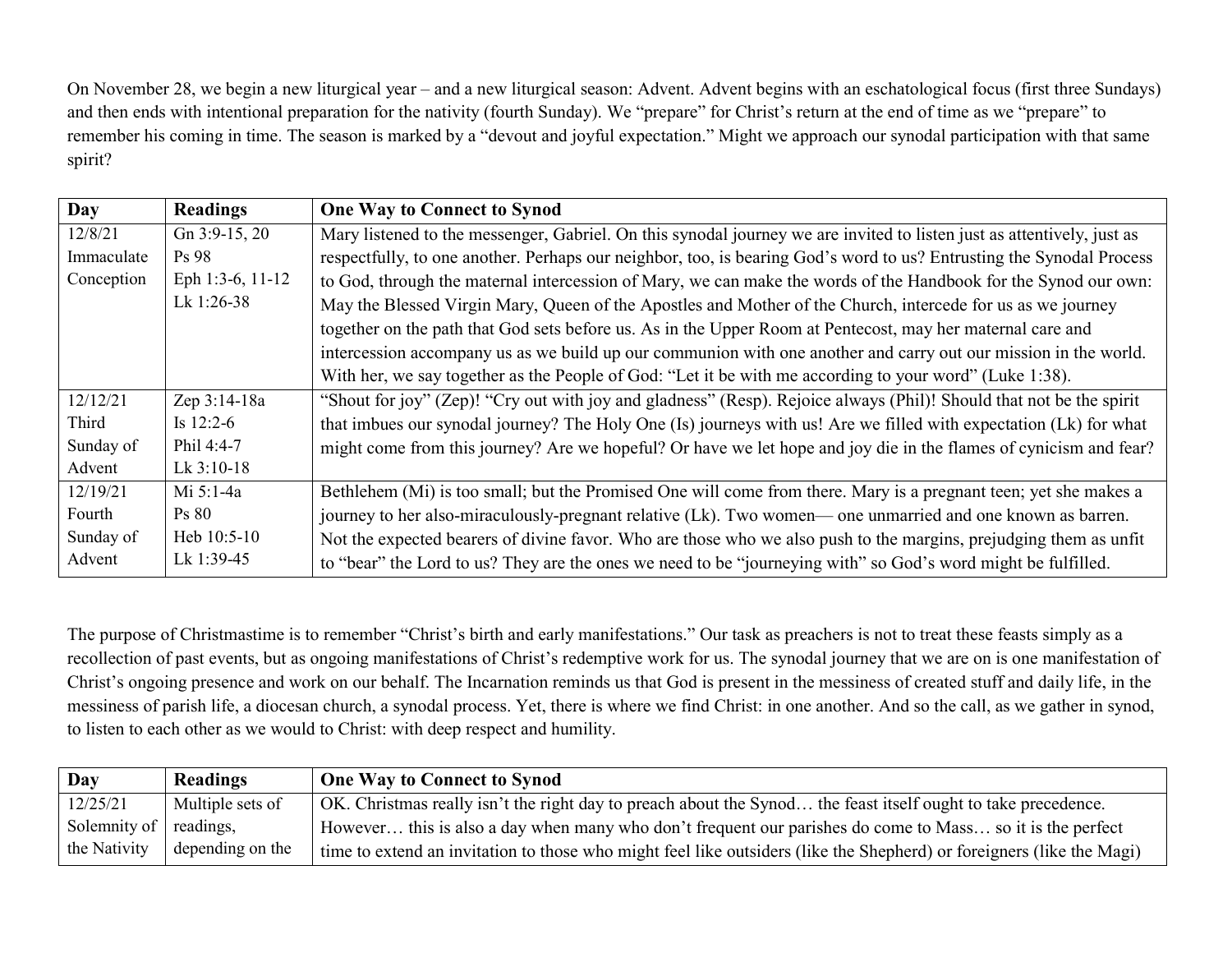On November 28, we begin a new liturgical year – and a new liturgical season: Advent. Advent begins with an eschatological focus (first three Sundays) and then ends with intentional preparation for the nativity (fourth Sunday). We "prepare" for Christ's return at the end of time as we "prepare" to remember his coming in time. The season is marked by a "devout and joyful expectation." Might we approach our synodal participation with that same spirit?

| Day | Readings | One Way to Connect to Synod |
|---|---|---|
| 12/8/21 Immaculate Conception | Gn 3:9-15, 20 Ps 98 Eph 1:3-6, 11-12 Lk 1:26-38 | Mary listened to the messenger, Gabriel. On this synodal journey we are invited to listen just as attentively, just as respectfully, to one another. Perhaps our neighbor, too, is bearing God's word to us? Entrusting the Synodal Process to God, through the maternal intercession of Mary, we can make the words of the Handbook for the Synod our own: May the Blessed Virgin Mary, Queen of the Apostles and Mother of the Church, intercede for us as we journey together on the path that God sets before us. As in the Upper Room at Pentecost, may her maternal care and intercession accompany us as we build up our communion with one another and carry out our mission in the world. With her, we say together as the People of God: "Let it be with me according to your word" (Luke 1:38). |
| 12/12/21 Third Sunday of Advent | Zep 3:14-18a Is 12:2-6 Phil 4:4-7 Lk 3:10-18 | "Shout for joy" (Zep)! "Cry out with joy and gladness" (Resp). Rejoice always (Phil)! Should that not be the spirit that imbues our synodal journey? The Holy One (Is) journeys with us! Are we filled with expectation (Lk) for what might come from this journey? Are we hopeful? Or have we let hope and joy die in the flames of cynicism and fear? |
| 12/19/21 Fourth Sunday of Advent | Mi 5:1-4a Ps 80 Heb 10:5-10 Lk 1:39-45 | Bethlehem (Mi) is too small; but the Promised One will come from there. Mary is a pregnant teen; yet she makes a journey to her also-miraculously-pregnant relative (Lk). Two women— one unmarried and one known as barren. Not the expected bearers of divine favor. Who are those who we also push to the margins, prejudging them as unfit to "bear" the Lord to us? They are the ones we need to be "journeying with" so God's word might be fulfilled. |

The purpose of Christmastime is to remember "Christ's birth and early manifestations." Our task as preachers is not to treat these feasts simply as a recollection of past events, but as ongoing manifestations of Christ's redemptive work for us. The synodal journey that we are on is one manifestation of Christ's ongoing presence and work on our behalf. The Incarnation reminds us that God is present in the messiness of created stuff and daily life, in the messiness of parish life, a diocesan church, a synodal process. Yet, there is where we find Christ: in one another. And so the call, as we gather in synod, to listen to each other as we would to Christ: with deep respect and humility.

| Day | Readings | One Way to Connect to Synod |
|---|---|---|
| 12/25/21 Solemnity of the Nativity | Multiple sets of readings, depending on the | OK. Christmas really isn't the right day to preach about the Synod… the feast itself ought to take precedence. However… this is also a day when many who don't frequent our parishes do come to Mass… so it is the perfect time to extend an invitation to those who might feel like outsiders (like the Shepherd) or foreigners (like the Magi) |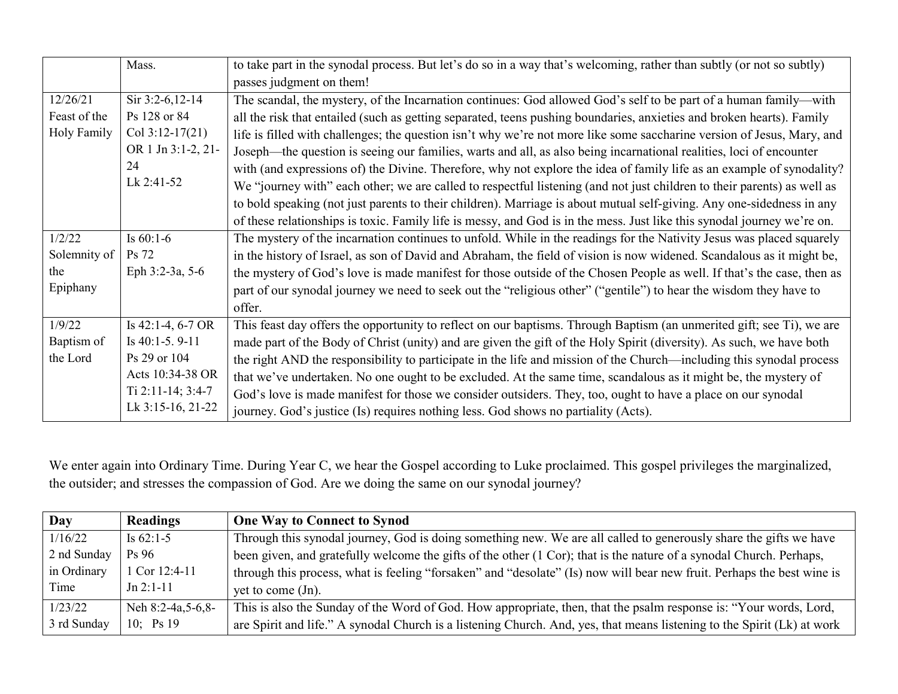| | | |
|---|---|---|
| | Mass. | to take part in the synodal process. But let's do so in a way that's welcoming, rather than subtly (or not so subtly) passes judgment on them! |
| 12/26/21 Feast of the Holy Family | Sir 3:2-6,12-14 Ps 128 or 84 Col 3:12-17(21) OR 1 Jn 3:1-2, 21-24 Lk 2:41-52 | The scandal, the mystery, of the Incarnation continues: God allowed God's self to be part of a human family—with all the risk that entailed (such as getting separated, teens pushing boundaries, anxieties and broken hearts). Family life is filled with challenges; the question isn't why we're not more like some saccharine version of Jesus, Mary, and Joseph—the question is seeing our families, warts and all, as also being incarnational realities, loci of encounter with (and expressions of) the Divine. Therefore, why not explore the idea of family life as an example of synodality? We "journey with" each other; we are called to respectful listening (and not just children to their parents) as well as to bold speaking (not just parents to their children). Marriage is about mutual self-giving. Any one-sidedness in any of these relationships is toxic. Family life is messy, and God is in the mess. Just like this synodal journey we're on. |
| 1/2/22 Solemnity of the Epiphany | Is 60:1-6 Ps 72 Eph 3:2-3a, 5-6 | The mystery of the incarnation continues to unfold. While in the readings for the Nativity Jesus was placed squarely in the history of Israel, as son of David and Abraham, the field of vision is now widened. Scandalous as it might be, the mystery of God's love is made manifest for those outside of the Chosen People as well. If that's the case, then as part of our synodal journey we need to seek out the "religious other" ("gentile") to hear the wisdom they have to offer. |
| 1/9/22 Baptism of the Lord | Is 42:1-4, 6-7 OR Is 40:1-5. 9-11 Ps 29 or 104 Acts 10:34-38 OR Ti 2:11-14; 3:4-7 Lk 3:15-16, 21-22 | This feast day offers the opportunity to reflect on our baptisms. Through Baptism (an unmerited gift; see Ti), we are made part of the Body of Christ (unity) and are given the gift of the Holy Spirit (diversity). As such, we have both the right AND the responsibility to participate in the life and mission of the Church—including this synodal process that we've undertaken. No one ought to be excluded. At the same time, scandalous as it might be, the mystery of God's love is made manifest for those we consider outsiders. They, too, ought to have a place on our synodal journey. God's justice (Is) requires nothing less. God shows no partiality (Acts). |

We enter again into Ordinary Time. During Year C, we hear the Gospel according to Luke proclaimed. This gospel privileges the marginalized, the outsider; and stresses the compassion of God. Are we doing the same on our synodal journey?

| Day | Readings | One Way to Connect to Synod |
|---|---|---|
| 1/16/22 2 nd Sunday in Ordinary Time | Is 62:1-5 Ps 96 1 Cor 12:4-11 Jn 2:1-11 | Through this synodal journey, God is doing something new. We are all called to generously share the gifts we have been given, and gratefully welcome the gifts of the other (1 Cor); that is the nature of a synodal Church. Perhaps, through this process, what is feeling "forsaken" and "desolate" (Is) now will bear new fruit. Perhaps the best wine is yet to come (Jn). |
| 1/23/22 3 rd Sunday | Neh 8:2-4a,5-6,8-10; Ps 19 | This is also the Sunday of the Word of God. How appropriate, then, that the psalm response is: "Your words, Lord, are Spirit and life." A synodal Church is a listening Church. And, yes, that means listening to the Spirit (Lk) at work |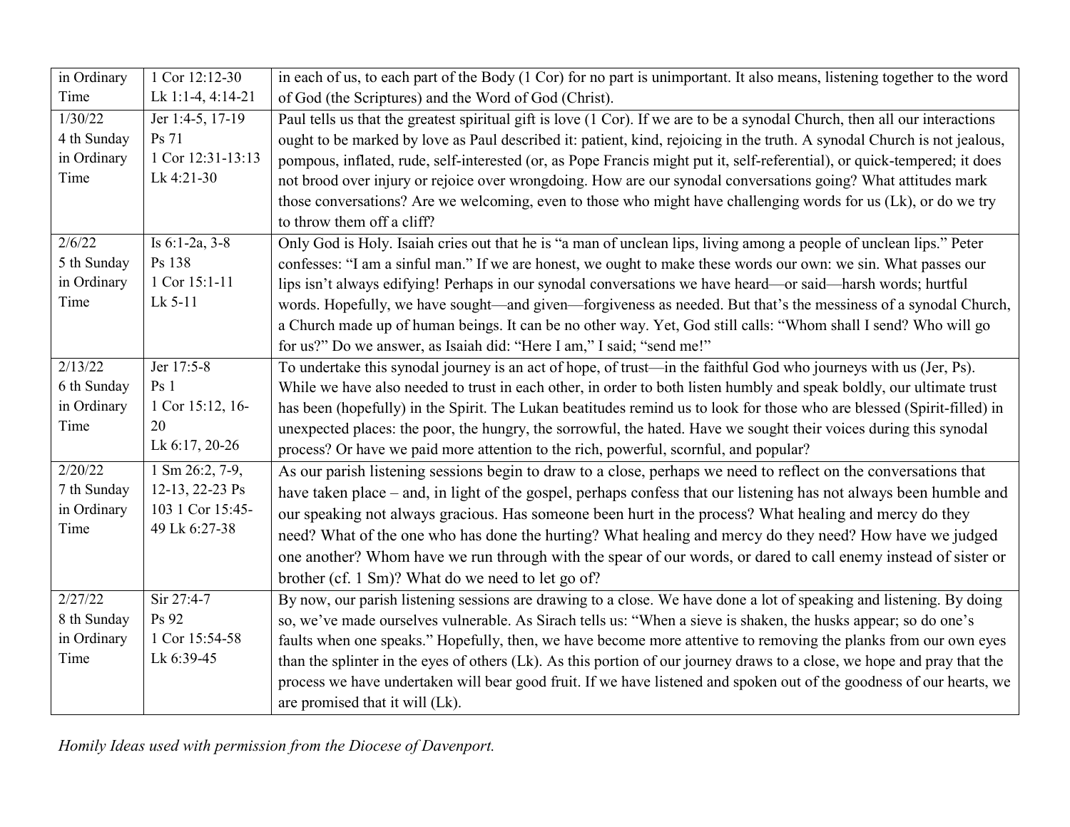| in Ordinary Time | 1 Cor 12:12-30<br>Lk 1:1-4, 4:14-21 | in each of us, to each part of the Body (1 Cor) for no part is unimportant. It also means, listening together to the word of God (the Scriptures) and the Word of God (Christ). |
|---|---|---|
| 1/30/22<br>4 th Sunday in Ordinary Time | Jer 1:4-5, 17-19<br>Ps 71<br>1 Cor 12:31-13:13<br>Lk 4:21-30 | Paul tells us that the greatest spiritual gift is love (1 Cor). If we are to be a synodal Church, then all our interactions ought to be marked by love as Paul described it: patient, kind, rejoicing in the truth. A synodal Church is not jealous, pompous, inflated, rude, self-interested (or, as Pope Francis might put it, self-referential), or quick-tempered; it does not brood over injury or rejoice over wrongdoing. How are our synodal conversations going? What attitudes mark those conversations? Are we welcoming, even to those who might have challenging words for us (Lk), or do we try to throw them off a cliff? |
| 2/6/22<br>5 th Sunday in Ordinary Time | Is 6:1-2a, 3-8<br>Ps 138<br>1 Cor 15:1-11<br>Lk 5-11 | Only God is Holy. Isaiah cries out that he is "a man of unclean lips, living among a people of unclean lips." Peter confesses: "I am a sinful man." If we are honest, we ought to make these words our own: we sin. What passes our lips isn't always edifying! Perhaps in our synodal conversations we have heard—or said—harsh words; hurtful words. Hopefully, we have sought—and given—forgiveness as needed. But that's the messiness of a synodal Church, a Church made up of human beings. It can be no other way. Yet, God still calls: "Whom shall I send? Who will go for us?" Do we answer, as Isaiah did: "Here I am," I said; "send me!" |
| 2/13/22<br>6 th Sunday in Ordinary Time | Jer 17:5-8<br>Ps 1<br>1 Cor 15:12, 16-20<br>Lk 6:17, 20-26 | To undertake this synodal journey is an act of hope, of trust—in the faithful God who journeys with us (Jer, Ps). While we have also needed to trust in each other, in order to both listen humbly and speak boldly, our ultimate trust has been (hopefully) in the Spirit. The Lukan beatitudes remind us to look for those who are blessed (Spirit-filled) in unexpected places: the poor, the hungry, the sorrowful, the hated. Have we sought their voices during this synodal process? Or have we paid more attention to the rich, powerful, scornful, and popular? |
| 2/20/22<br>7 th Sunday in Ordinary Time | 1 Sm 26:2, 7-9, 12-13, 22-23 Ps 103 1 Cor 15:45-49 Lk 6:27-38 | As our parish listening sessions begin to draw to a close, perhaps we need to reflect on the conversations that have taken place – and, in light of the gospel, perhaps confess that our listening has not always been humble and our speaking not always gracious. Has someone been hurt in the process? What healing and mercy do they need? What of the one who has done the hurting? What healing and mercy do they need? How have we judged one another? Whom have we run through with the spear of our words, or dared to call enemy instead of sister or brother (cf. 1 Sm)? What do we need to let go of? |
| 2/27/22<br>8 th Sunday in Ordinary Time | Sir 27:4-7<br>Ps 92<br>1 Cor 15:54-58<br>Lk 6:39-45 | By now, our parish listening sessions are drawing to a close. We have done a lot of speaking and listening. By doing so, we've made ourselves vulnerable. As Sirach tells us: "When a sieve is shaken, the husks appear; so do one's faults when one speaks." Hopefully, then, we have become more attentive to removing the planks from our own eyes than the splinter in the eyes of others (Lk). As this portion of our journey draws to a close, we hope and pray that the process we have undertaken will bear good fruit. If we have listened and spoken out of the goodness of our hearts, we are promised that it will (Lk). |

*Homily Ideas used with permission from the Diocese of Davenport.*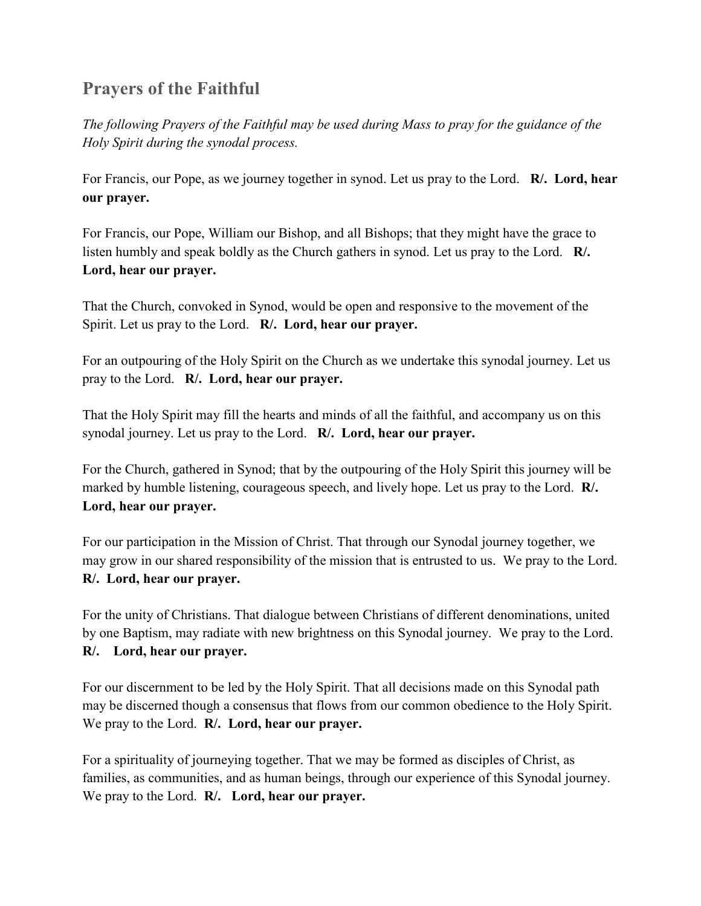## Prayers of the Faithful

*The following Prayers of the Faithful may be used during Mass to pray for the guidance of the Holy Spirit during the synodal process.*

For Francis, our Pope, as we journey together in synod. Let us pray to the Lord. **R/. Lord, hear our prayer.**

For Francis, our Pope, William our Bishop, and all Bishops; that they might have the grace to listen humbly and speak boldly as the Church gathers in synod. Let us pray to the Lord. **R/. Lord, hear our prayer.**

That the Church, convoked in Synod, would be open and responsive to the movement of the Spirit. Let us pray to the Lord. **R/. Lord, hear our prayer.**

For an outpouring of the Holy Spirit on the Church as we undertake this synodal journey. Let us pray to the Lord. **R/. Lord, hear our prayer.**

That the Holy Spirit may fill the hearts and minds of all the faithful, and accompany us on this synodal journey. Let us pray to the Lord. **R/. Lord, hear our prayer.**

For the Church, gathered in Synod; that by the outpouring of the Holy Spirit this journey will be marked by humble listening, courageous speech, and lively hope. Let us pray to the Lord. **R/. Lord, hear our prayer.**

For our participation in the Mission of Christ. That through our Synodal journey together, we may grow in our shared responsibility of the mission that is entrusted to us. We pray to the Lord. **R/. Lord, hear our prayer.**

For the unity of Christians. That dialogue between Christians of different denominations, united by one Baptism, may radiate with new brightness on this Synodal journey. We pray to the Lord. **R/. Lord, hear our prayer.**

For our discernment to be led by the Holy Spirit. That all decisions made on this Synodal path may be discerned though a consensus that flows from our common obedience to the Holy Spirit. We pray to the Lord. **R/. Lord, hear our prayer.**

For a spirituality of journeying together. That we may be formed as disciples of Christ, as families, as communities, and as human beings, through our experience of this Synodal journey. We pray to the Lord. **R/. Lord, hear our prayer.**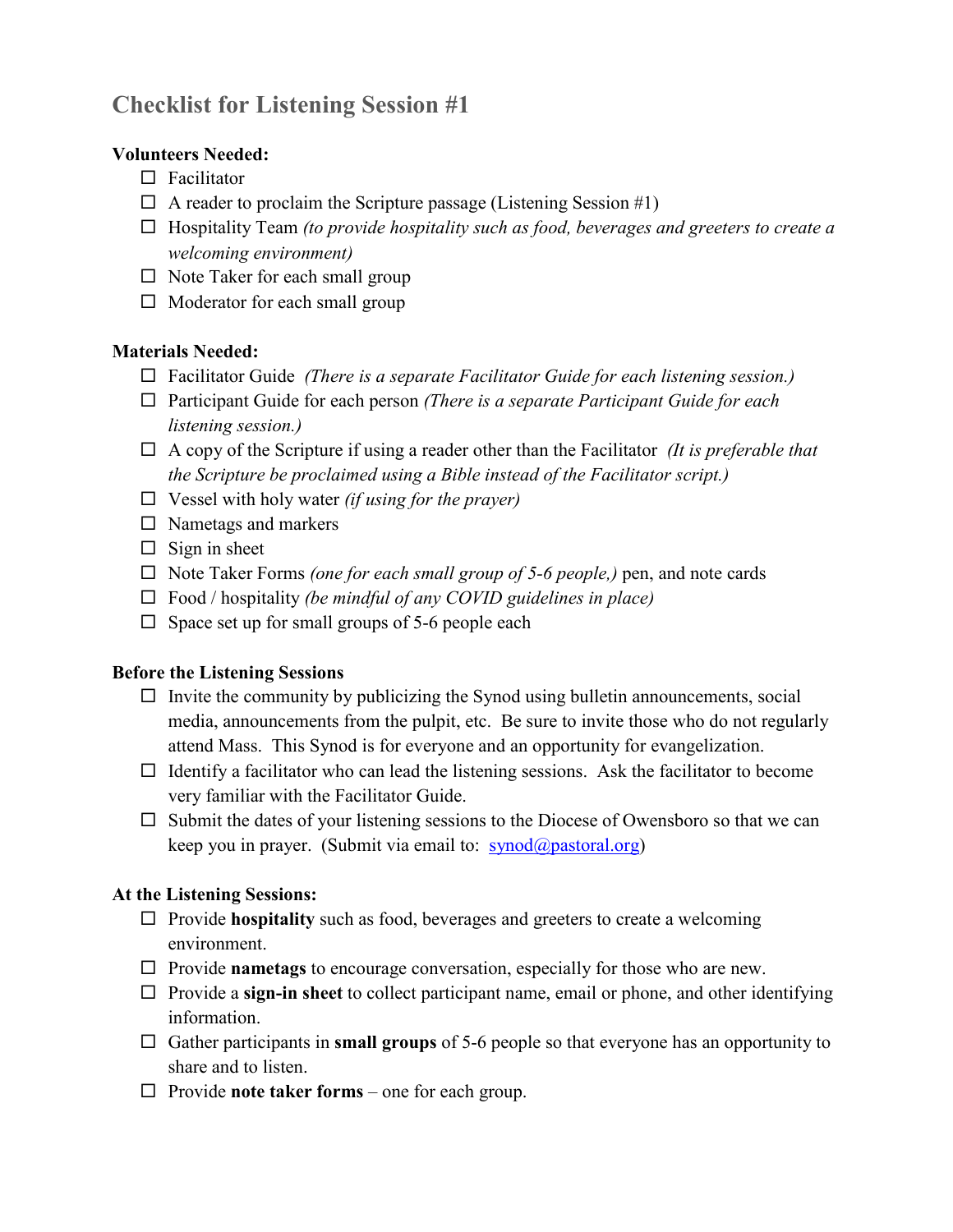# Checklist for Listening Session #1

**Volunteers Needed:**

- ☐ Facilitator
- ☐ A reader to proclaim the Scripture passage (Listening Session #1)
- ☐ Hospitality Team *(to provide hospitality such as food, beverages and greeters to create a welcoming environment)*
- ☐ Note Taker for each small group
- ☐ Moderator for each small group

**Materials Needed:**

- ☐ Facilitator Guide *(There is a separate Facilitator Guide for each listening session.)*
- ☐ Participant Guide for each person *(There is a separate Participant Guide for each listening session.)*
- ☐ A copy of the Scripture if using a reader other than the Facilitator *(It is preferable that the Scripture be proclaimed using a Bible instead of the Facilitator script.)*
- ☐ Vessel with holy water *(if using for the prayer)*
- ☐ Nametags and markers
- ☐ Sign in sheet
- ☐ Note Taker Forms *(one for each small group of 5-6 people,)* pen, and note cards
- ☐ Food / hospitality *(be mindful of any COVID guidelines in place)*
- ☐ Space set up for small groups of 5-6 people each

**Before the Listening Sessions**

- ☐ Invite the community by publicizing the Synod using bulletin announcements, social media, announcements from the pulpit, etc. Be sure to invite those who do not regularly attend Mass. This Synod is for everyone and an opportunity for evangelization.
- ☐ Identify a facilitator who can lead the listening sessions. Ask the facilitator to become very familiar with the Facilitator Guide.
- ☐ Submit the dates of your listening sessions to the Diocese of Owensboro so that we can keep you in prayer. (Submit via email to: synod@pastoral.org)

**At the Listening Sessions:**

- ☐ Provide **hospitality** such as food, beverages and greeters to create a welcoming environment.
- ☐ Provide **nametags** to encourage conversation, especially for those who are new.
- ☐ Provide a **sign-in sheet** to collect participant name, email or phone, and other identifying information.
- ☐ Gather participants in **small groups** of 5-6 people so that everyone has an opportunity to share and to listen.
- ☐ Provide **note taker forms** – one for each group.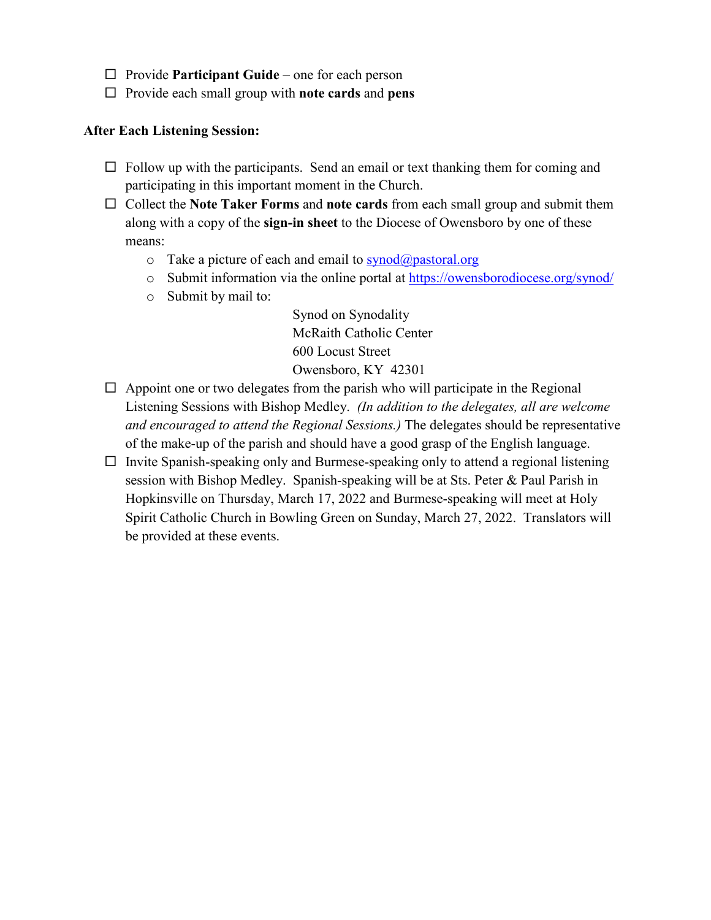- ☐ Provide **Participant Guide** – one for each person
- ☐ Provide each small group with **note cards** and **pens**

**After Each Listening Session:**

- ☐ Follow up with the participants. Send an email or text thanking them for coming and participating in this important moment in the Church.
- ☐ Collect the **Note Taker Forms** and **note cards** from each small group and submit them along with a copy of the **sign-in sheet** to the Diocese of Owensboro by one of these means:
  - Take a picture of each and email to [synod@pastoral.org](mailto:synod@pastoral.org)
  - Submit information via the online portal at [https://owensborodiocese.org/synod/](https://owensborodiocese.org/synod/)
  - Submit by mail to:

    Synod on Synodality
    McRaith Catholic Center
    600 Locust Street
    Owensboro, KY 42301
- ☐ Appoint one or two delegates from the parish who will participate in the Regional Listening Sessions with Bishop Medley. *(In addition to the delegates, all are welcome and encouraged to attend the Regional Sessions.)* The delegates should be representative of the make-up of the parish and should have a good grasp of the English language.
- ☐ Invite Spanish-speaking only and Burmese-speaking only to attend a regional listening session with Bishop Medley. Spanish-speaking will be at Sts. Peter & Paul Parish in Hopkinsville on Thursday, March 17, 2022 and Burmese-speaking will meet at Holy Spirit Catholic Church in Bowling Green on Sunday, March 27, 2022. Translators will be provided at these events.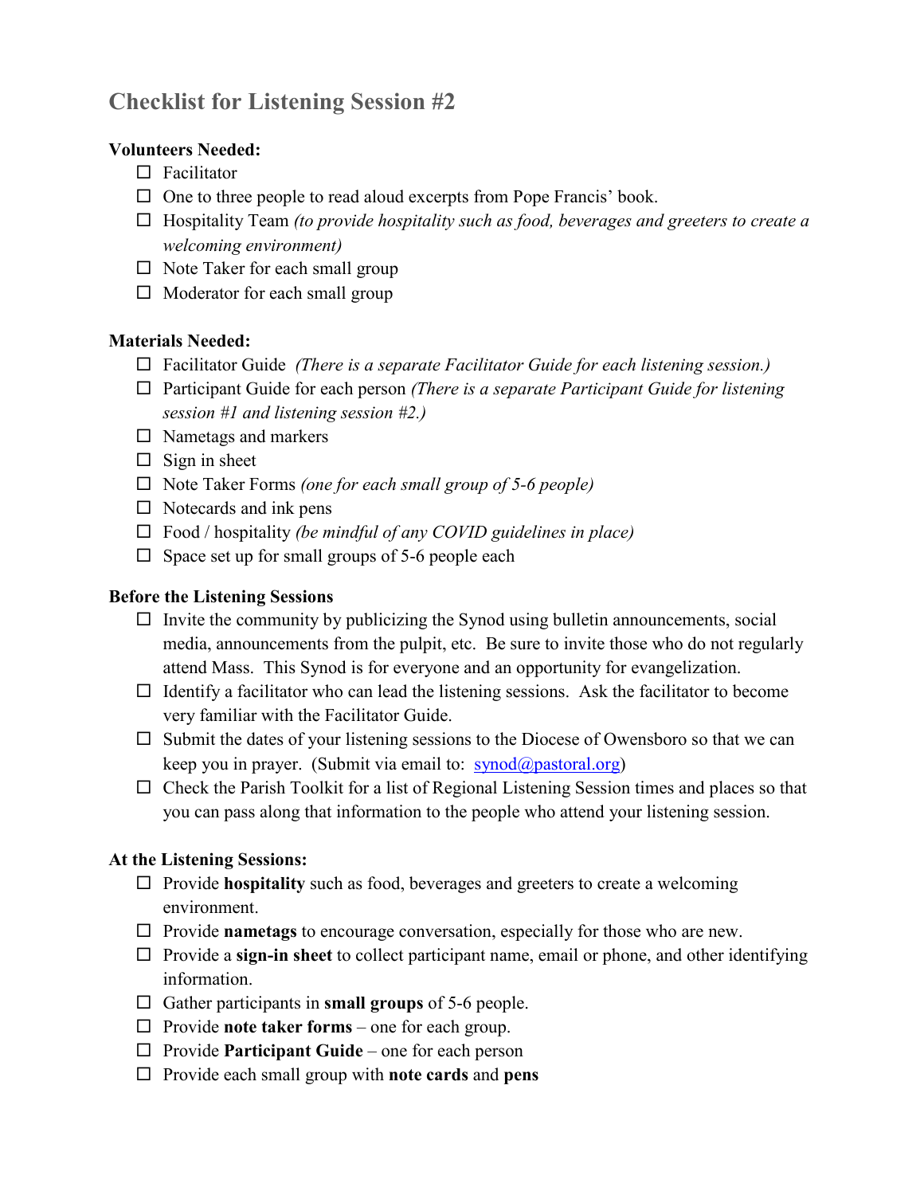## Checklist for Listening Session #2

**Volunteers Needed:**

- ☐ Facilitator
- ☐ One to three people to read aloud excerpts from Pope Francis' book.
- ☐ Hospitality Team *(to provide hospitality such as food, beverages and greeters to create a welcoming environment)*
- ☐ Note Taker for each small group
- ☐ Moderator for each small group

**Materials Needed:**

- ☐ Facilitator Guide *(There is a separate Facilitator Guide for each listening session.)*
- ☐ Participant Guide for each person *(There is a separate Participant Guide for listening session #1 and listening session #2.)*
- ☐ Nametags and markers
- ☐ Sign in sheet
- ☐ Note Taker Forms *(one for each small group of 5-6 people)*
- ☐ Notecards and ink pens
- ☐ Food / hospitality *(be mindful of any COVID guidelines in place)*
- ☐ Space set up for small groups of 5-6 people each

**Before the Listening Sessions**

- ☐ Invite the community by publicizing the Synod using bulletin announcements, social media, announcements from the pulpit, etc. Be sure to invite those who do not regularly attend Mass. This Synod is for everyone and an opportunity for evangelization.
- ☐ Identify a facilitator who can lead the listening sessions. Ask the facilitator to become very familiar with the Facilitator Guide.
- ☐ Submit the dates of your listening sessions to the Diocese of Owensboro so that we can keep you in prayer. (Submit via email to: synod@pastoral.org)
- ☐ Check the Parish Toolkit for a list of Regional Listening Session times and places so that you can pass along that information to the people who attend your listening session.

**At the Listening Sessions:**

- ☐ Provide **hospitality** such as food, beverages and greeters to create a welcoming environment.
- ☐ Provide **nametags** to encourage conversation, especially for those who are new.
- ☐ Provide a **sign-in sheet** to collect participant name, email or phone, and other identifying information.
- ☐ Gather participants in **small groups** of 5-6 people.
- ☐ Provide **note taker forms** – one for each group.
- ☐ Provide **Participant Guide** – one for each person
- ☐ Provide each small group with **note cards** and **pens**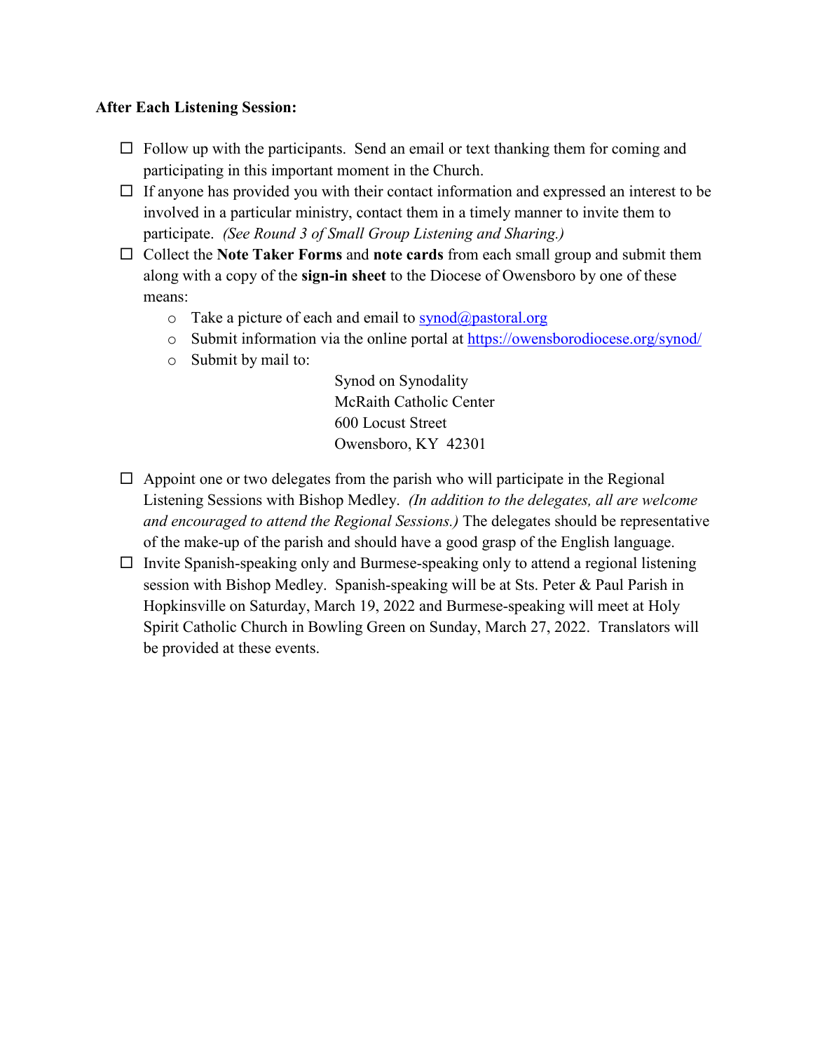**After Each Listening Session:**

- ☐ Follow up with the participants. Send an email or text thanking them for coming and participating in this important moment in the Church.
- ☐ If anyone has provided you with their contact information and expressed an interest to be involved in a particular ministry, contact them in a timely manner to invite them to participate. *(See Round 3 of Small Group Listening and Sharing.)*
- ☐ Collect the **Note Taker Forms** and **note cards** from each small group and submit them along with a copy of the **sign-in sheet** to the Diocese of Owensboro by one of these means:
  - Take a picture of each and email to synod@pastoral.org
  - Submit information via the online portal at https://owensborodiocese.org/synod/
  - Submit by mail to:

    Synod on Synodality
    McRaith Catholic Center
    600 Locust Street
    Owensboro, KY 42301

- ☐ Appoint one or two delegates from the parish who will participate in the Regional Listening Sessions with Bishop Medley. *(In addition to the delegates, all are welcome and encouraged to attend the Regional Sessions.)* The delegates should be representative of the make-up of the parish and should have a good grasp of the English language.
- ☐ Invite Spanish-speaking only and Burmese-speaking only to attend a regional listening session with Bishop Medley. Spanish-speaking will be at Sts. Peter & Paul Parish in Hopkinsville on Saturday, March 19, 2022 and Burmese-speaking will meet at Holy Spirit Catholic Church in Bowling Green on Sunday, March 27, 2022. Translators will be provided at these events.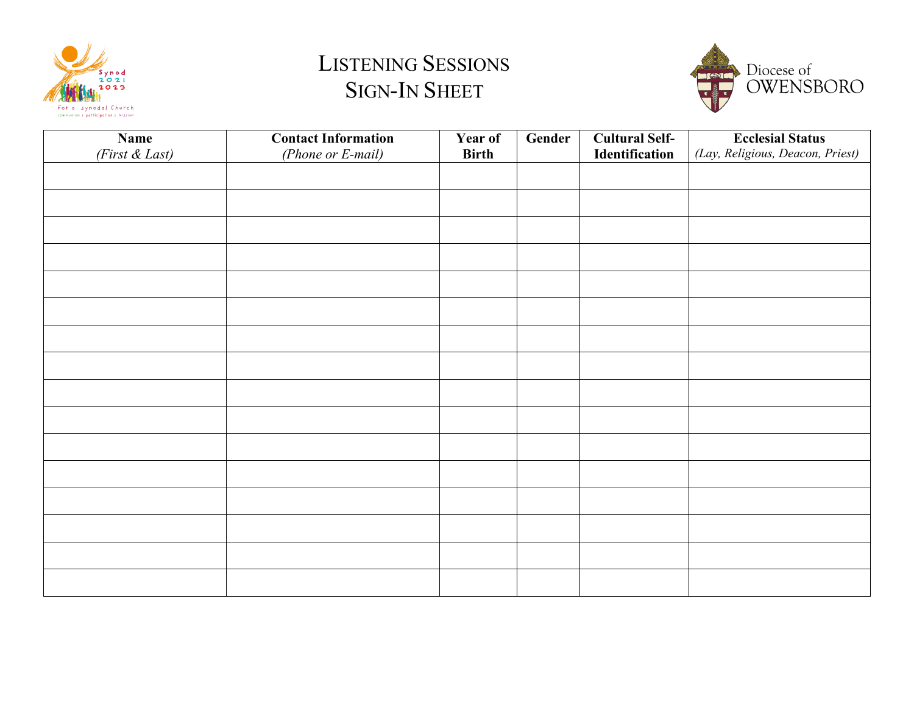# LISTENING SESSIONS
# SIGN-IN SHEET

Diocese of OWENSBORO

| **Name** *(First & Last)* | **Contact Information** *(Phone or E-mail)* | **Year of Birth** | **Gender** | **Cultural Self-Identification** | **Ecclesial Status** *(Lay, Religious, Deacon, Priest)* |
|---|---|---|---|---|---|
| | | | | | |
| | | | | | |
| | | | | | |
| | | | | | |
| | | | | | |
| | | | | | |
| | | | | | |
| | | | | | |
| | | | | | |
| | | | | | |
| | | | | | |
| | | | | | |
| | | | | | |
| | | | | | |
| | | | | | |
| | | | | | |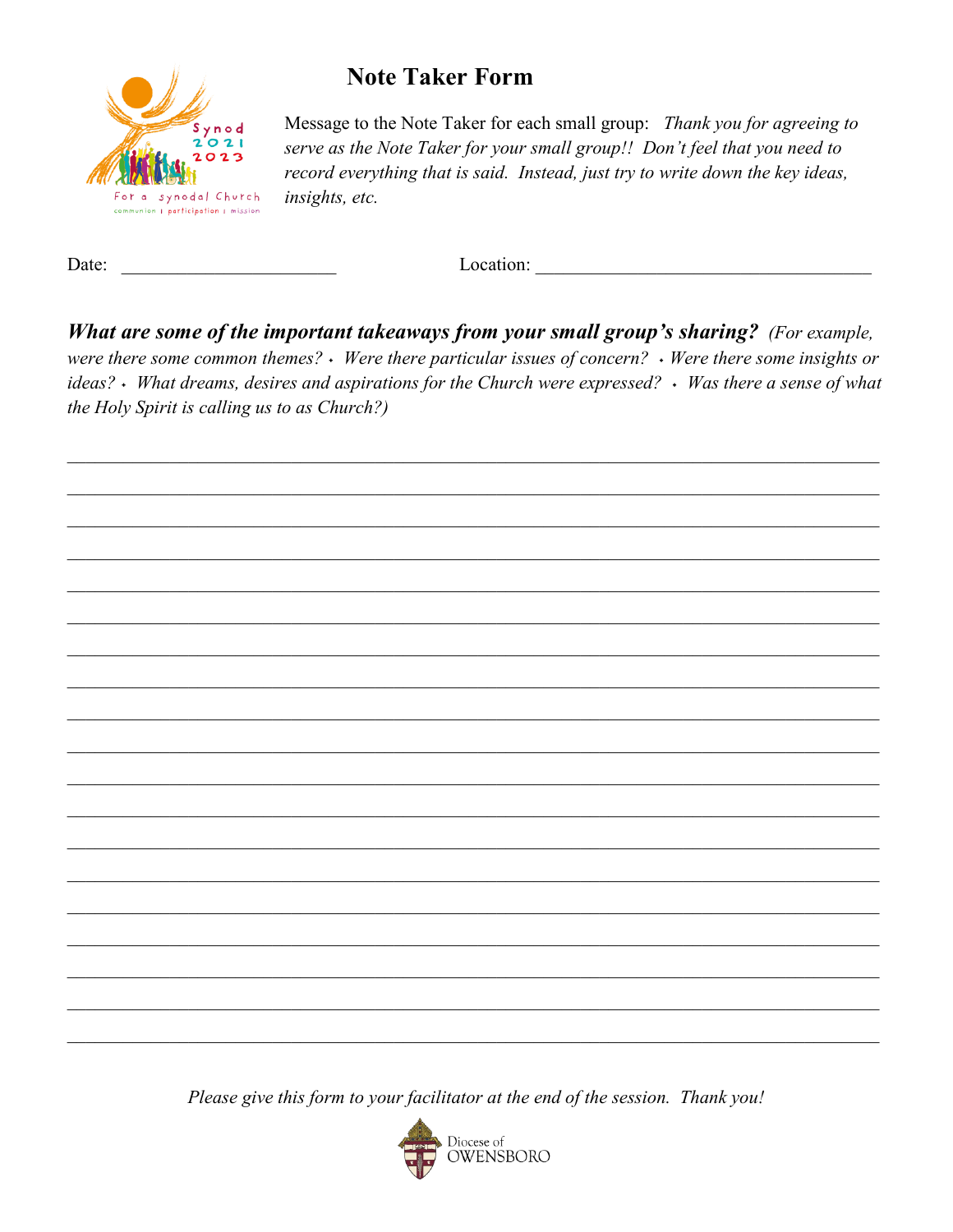# Note Taker Form

Message to the Note Taker for each small group: *Thank you for agreeing to serve as the Note Taker for your small group!! Don't feel that you need to record everything that is said. Instead, just try to write down the key ideas, insights, etc.*

Date: ______________________ Location: ___________________________________

***What are some of the important takeaways from your small group's sharing?*** *(For example, were there some common themes? ◆ Were there particular issues of concern? ◆ Were there some insights or ideas? ◆ What dreams, desires and aspirations for the Church were expressed? ◆ Was there a sense of what the Holy Spirit is calling us to as Church?)*

______________________________________________________________________________

______________________________________________________________________________

______________________________________________________________________________

______________________________________________________________________________

______________________________________________________________________________

______________________________________________________________________________

______________________________________________________________________________

______________________________________________________________________________

______________________________________________________________________________

______________________________________________________________________________

______________________________________________________________________________

______________________________________________________________________________

______________________________________________________________________________

______________________________________________________________________________

______________________________________________________________________________

______________________________________________________________________________

______________________________________________________________________________

______________________________________________________________________________

______________________________________________________________________________

*Please give this form to your facilitator at the end of the session. Thank you!*

Diocese of OWENSBORO